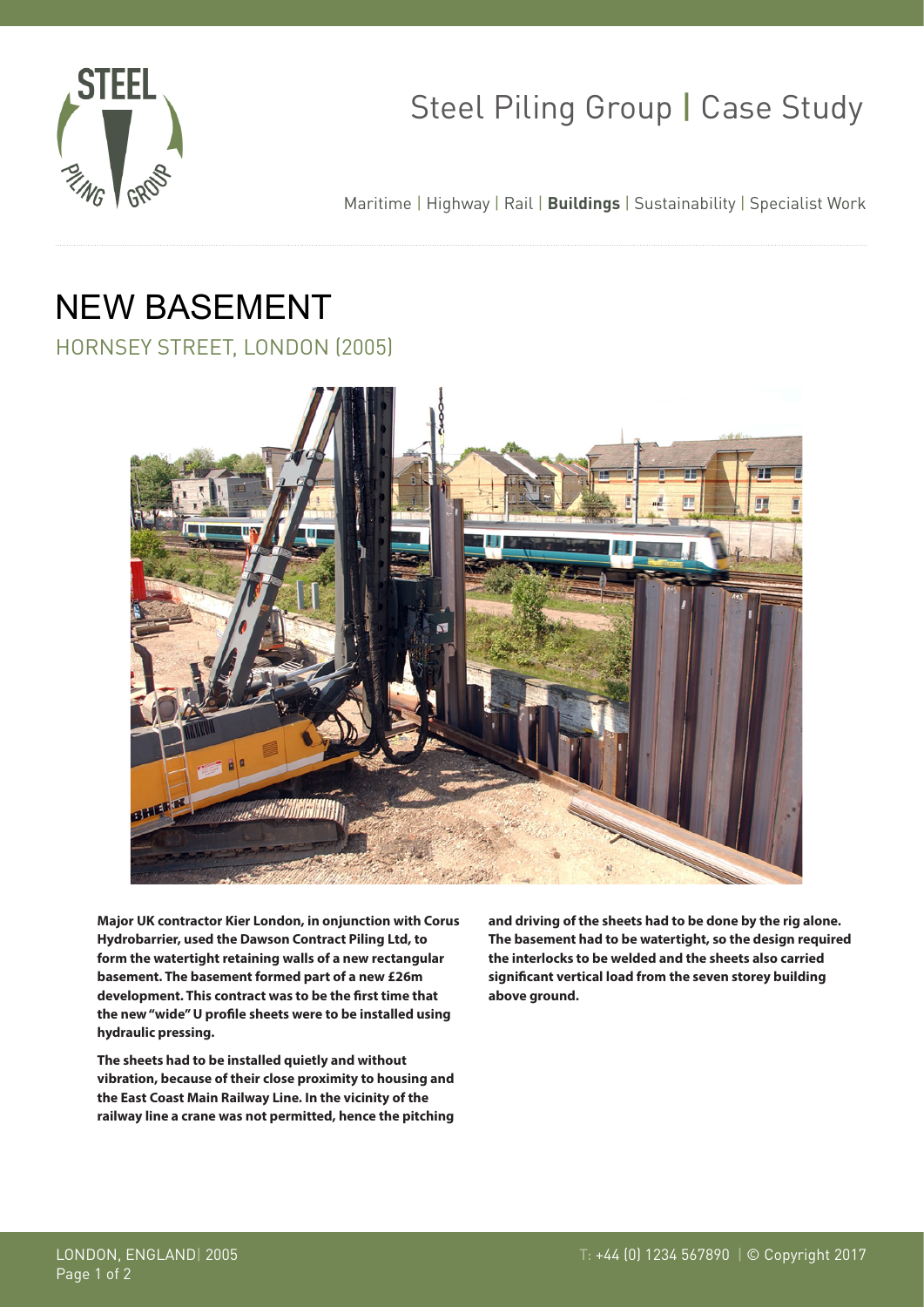Steel Piling Group | Case Study

Maritime | Highway | Rail | **Buildings** | Sustainability | Specialist Work

# NEW BASEMENT

## HORNSEY STREET, LONDON (2005)

**Major UK contractor Kier London, in onjunction with Corus Hydrobarrier, used the Dawson Contract Piling Ltd, to form the watertight retaining walls of a new rectangular basement. The basement formed part of a new £26m development. This contract was to be the first time that the new "wide" U profile sheets were to be installed using hydraulic pressing.**

**The sheets had to be installed quietly and without vibration, because of their close proximity to housing and the East Coast Main Railway Line. In the vicinity of the railway line a crane was not permitted, hence the pitching and driving of the sheets had to be done by the rig alone. The basement had to be watertight, so the design required the interlocks to be welded and the sheets also carried significant vertical load from the seven storey building above ground.**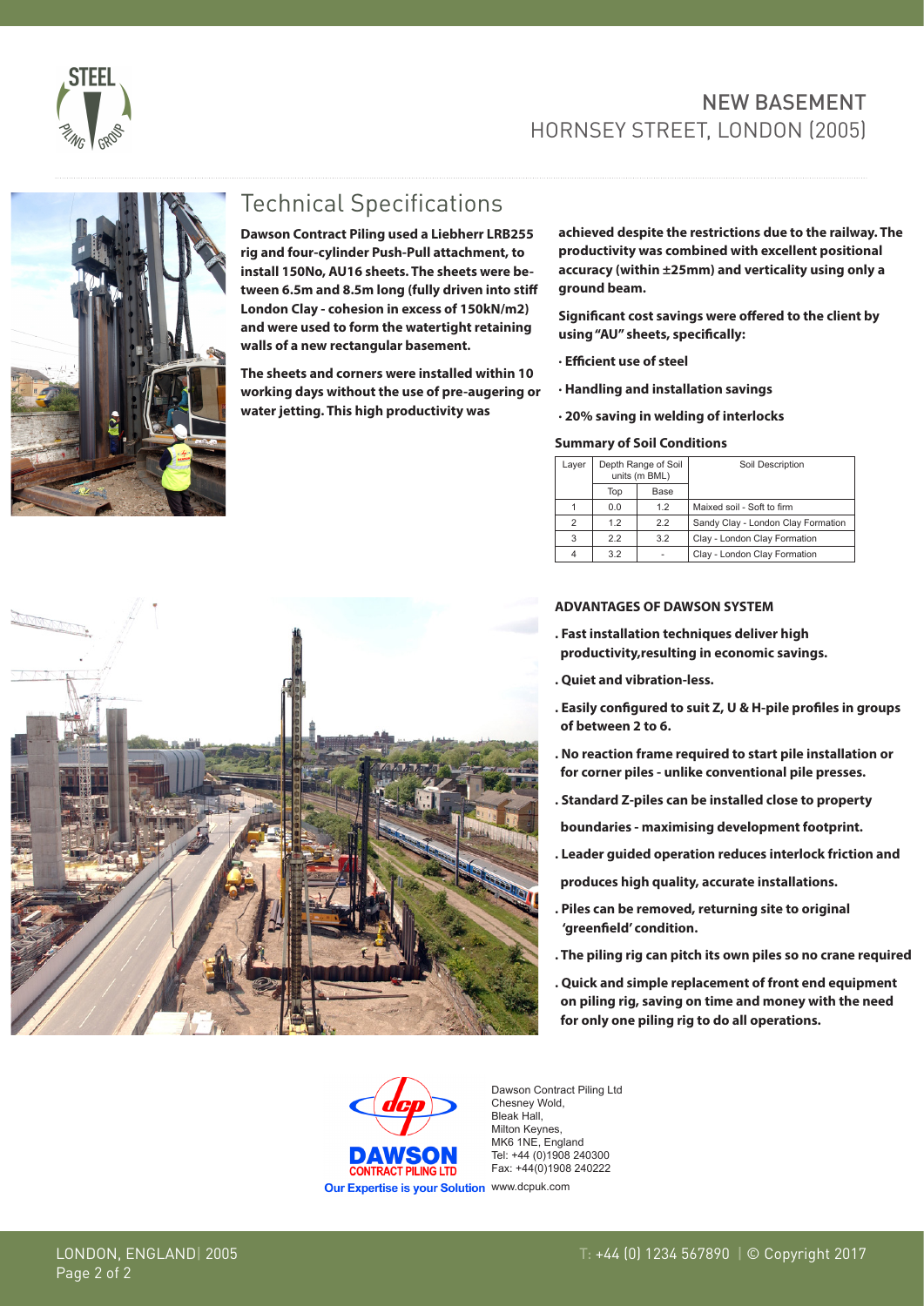# NEW BASEMENT
## HORNSEY STREET, LONDON (2005)

## Technical Specifications

**Dawson Contract Piling used a Liebherr LRB255 rig and four-cylinder Push-Pull attachment, to install 150No, AU16 sheets. The sheets were between 6.5m and 8.5m long (fully driven into stiff London Clay - cohesion in excess of 150kN/m2) and were used to form the watertight retaining walls of a new rectangular basement.**

**The sheets and corners were installed within 10 working days without the use of pre-augering or water jetting. This high productivity was achieved despite the restrictions due to the railway. The productivity was combined with excellent positional accuracy (within ±25mm) and verticality using only a ground beam.**

**Significant cost savings were offered to the client by using "AU" sheets, specifically:**

- **Efficient use of steel**
- **Handling and installation savings**
- **20% saving in welding of interlocks**

### Summary of Soil Conditions

| Layer | Depth Range of Soil units (m BML) | | Soil Description |
|---|---|---|---|
| | Top | Base | |
| 1 | 0.0 | 1.2 | Maixed soil - Soft to firm |
| 2 | 1.2 | 2.2 | Sandy Clay - London Clay Formation |
| 3 | 2.2 | 3.2 | Clay - London Clay Formation |
| 4 | 3.2 | - | Clay - London Clay Formation |

### ADVANTAGES OF DAWSON SYSTEM

- **Fast installation techniques deliver high productivity,resulting in economic savings.**
- **Quiet and vibration-less.**
- **Easily configured to suit Z, U & H-pile profiles in groups of between 2 to 6.**
- **No reaction frame required to start pile installation or for corner piles - unlike conventional pile presses.**
- **Standard Z-piles can be installed close to property boundaries - maximising development footprint.**
- **Leader guided operation reduces interlock friction and produces high quality, accurate installations.**
- **Piles can be removed, returning site to original 'greenfield' condition.**
- **The piling rig can pitch its own piles so no crane required**
- **Quick and simple replacement of front end equipment on piling rig, saving on time and money with the need for only one piling rig to do all operations.**

DAWSON CONTRACT PILING LTD
Our Expertise is your Solution

Dawson Contract Piling Ltd
Chesney Wold,
Bleak Hall,
Milton Keynes,
MK6 1NE, England
Tel: +44 (0)1908 240300
Fax: +44(0)1908 240222
www.dcpuk.com

LONDON, ENGLAND| 2005

T: +44 (0) 1234 567890 | © Copyright 2017